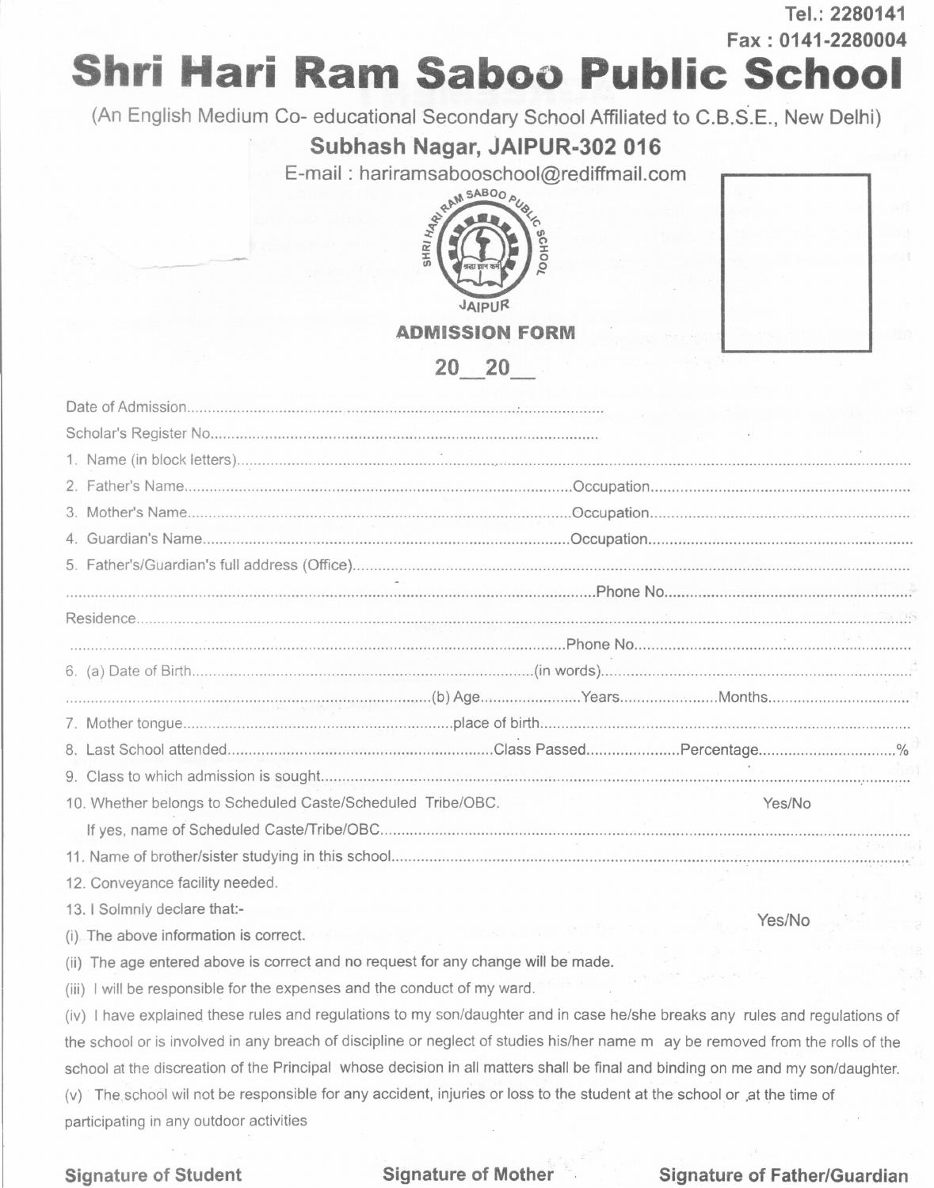Tel.: 2280141
Fax : 0141-2280004

# Shri Hari Ram Saboo Public School

(An English Medium Co- educational Secondary School Affiliated to C.B.S.E., New Delhi)

**Subhash Nagar, JAIPUR-302 016**

E-mail : hariramsabooschool@rediffmail.com

SHRI HARI RAM SABOO PUBLIC SCHOOL
JAIPUR

## ADMISSION FORM

**20__20__**

Date of Admission.....................................................................................

Scholar's Register No...............................................................................

1. Name (in block letters)...............................................................................
2. Father's Name.................................................Occupation.................................................
3. Mother's Name.................................................Occupation.................................................
4. Guardian's Name.................................................Occupation.................................................
5. Father's/Guardian's full address (Office).................................................................................
.................................................................................Phone No.................................................

Residence.................................................................................................................................

.................................................................................Phone No.................................................

6. (a) Date of Birth.................................................(in words).................................................
.................................................(b) Age......................Years......................Months................................
7. Mother tongue.................................................place of birth.................................................
8. Last School attended.................................................Class Passed....................Percentage................................%
9. Class to which admission is sought.................................................................................
10. Whether belongs to Scheduled Caste/Scheduled Tribe/OBC. Yes/No
If yes, name of Scheduled Caste/Tribe/OBC.................................................................................
11. Name of brother/sister studying in this school.................................................................................
12. Conveyance facility needed. Yes/No
13. I Solmnly declare that:-

(i) The above information is correct.

(ii) The age entered above is correct and no request for any change will be made.

(iii) I will be responsible for the expenses and the conduct of my ward.

(iv) I have explained these rules and regulations to my son/daughter and in case he/she breaks any rules and regulations of the school or is involved in any breach of discipline or neglect of studies his/her name m ay be removed from the rolls of the school at the discreation of the Principal whose decision in all matters shall be final and binding on me and my son/daughter.

(v) The school wil not be responsible for any accident, injuries or loss to the student at the school or ,at the time of participating in any outdoor activities

**Signature of Student** **Signature of Mother** **Signature of Father/Guardian**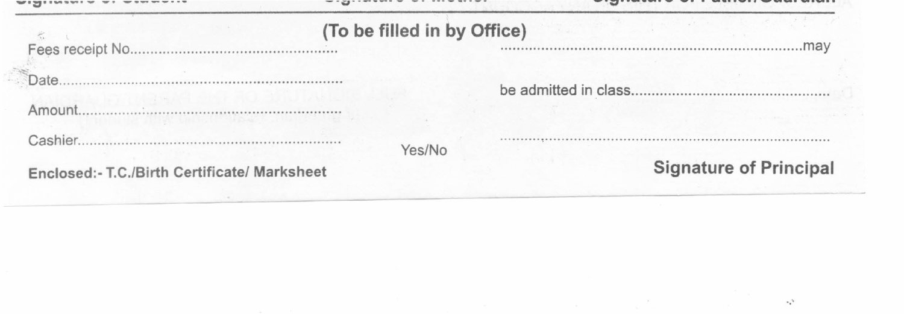Signature of Student | Signature of Mother | Signature of Father/Guardian

## (To be filled in by Office)

Fees receipt No..................................................

Date..................................................................

Amount..............................................................

Cashier..............................................................

Yes/No

**Enclosed:- T.C./Birth Certificate/ Marksheet**

.......................................................................may

be admitted in class..................................................

.......................................................................

**Signature of Principal**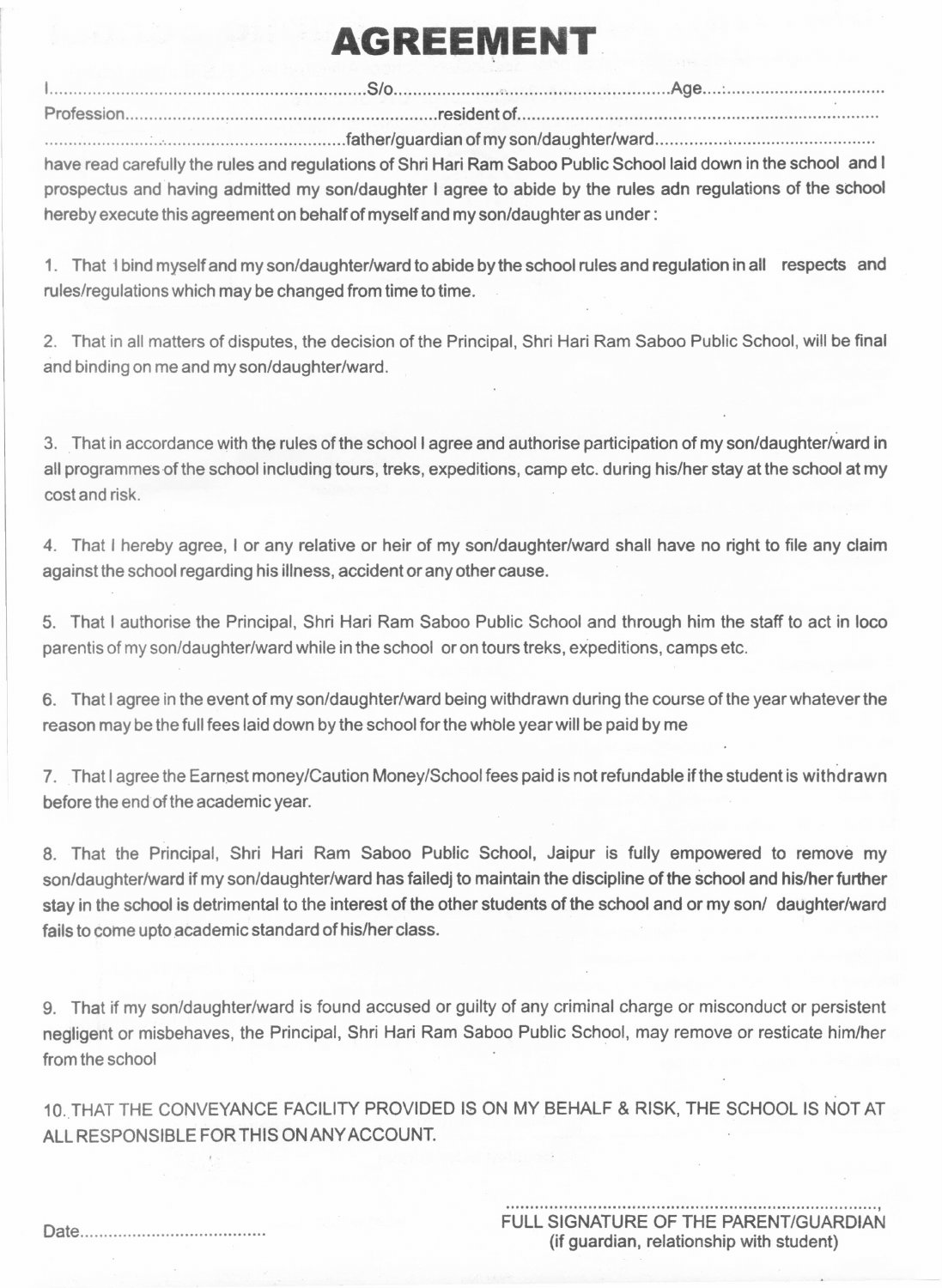# AGREEMENT

I..................................................................S/o.........................................................Age....:.................................

Profession.................................................................resident of............................................................................

.........................................................father/guardian of my son/daughter/ward...............................................

have read carefully the rules and regulations of Shri Hari Ram Saboo Public School laid down in the school and I prospectus and having admitted my son/daughter I agree to abide by the rules adn regulations of the school hereby execute this agreement on behalf of myself and my son/daughter as under :

1. That I bind myself and my son/daughter/ward to abide by the school rules and regulation in all respects and rules/regulations which may be changed from time to time.

2. That in all matters of disputes, the decision of the Principal, Shri Hari Ram Saboo Public School, will be final and binding on me and my son/daughter/ward.

3. That in accordance with the rules of the school I agree and authorise participation of my son/daughter/ward in all programmes of the school including tours, treks, expeditions, camp etc. during his/her stay at the school at my cost and risk.

4. That I hereby agree, I or any relative or heir of my son/daughter/ward shall have no right to file any claim against the school regarding his illness, accident or any other cause.

5. That I authorise the Principal, Shri Hari Ram Saboo Public School and through him the staff to act in loco parentis of my son/daughter/ward while in the school or on tours treks, expeditions, camps etc.

6. That I agree in the event of my son/daughter/ward being withdrawn during the course of the year whatever the reason may be the full fees laid down by the school for the whole year will be paid by me

7. That I agree the Earnest money/Caution Money/School fees paid is not refundable if the student is withdrawn before the end of the academic year.

8. That the Principal, Shri Hari Ram Saboo Public School, Jaipur is fully empowered to remove my son/daughter/ward if my son/daughter/ward has failedj to maintain the discipline of the school and his/her further stay in the school is detrimental to the interest of the other students of the school and or my son/ daughter/ward fails to come upto academic standard of his/her class.

9. That if my son/daughter/ward is found accused or guilty of any criminal charge or misconduct or persistent negligent or misbehaves, the Principal, Shri Hari Ram Saboo Public School, may remove or resticate him/her from the school

10. THAT THE CONVEYANCE FACILITY PROVIDED IS ON MY BEHALF & RISK, THE SCHOOL IS NOT AT ALL RESPONSIBLE FOR THIS ON ANY ACCOUNT.

Date.......................................

..............................................................................,
FULL SIGNATURE OF THE PARENT/GUARDIAN
(if guardian, relationship with student)